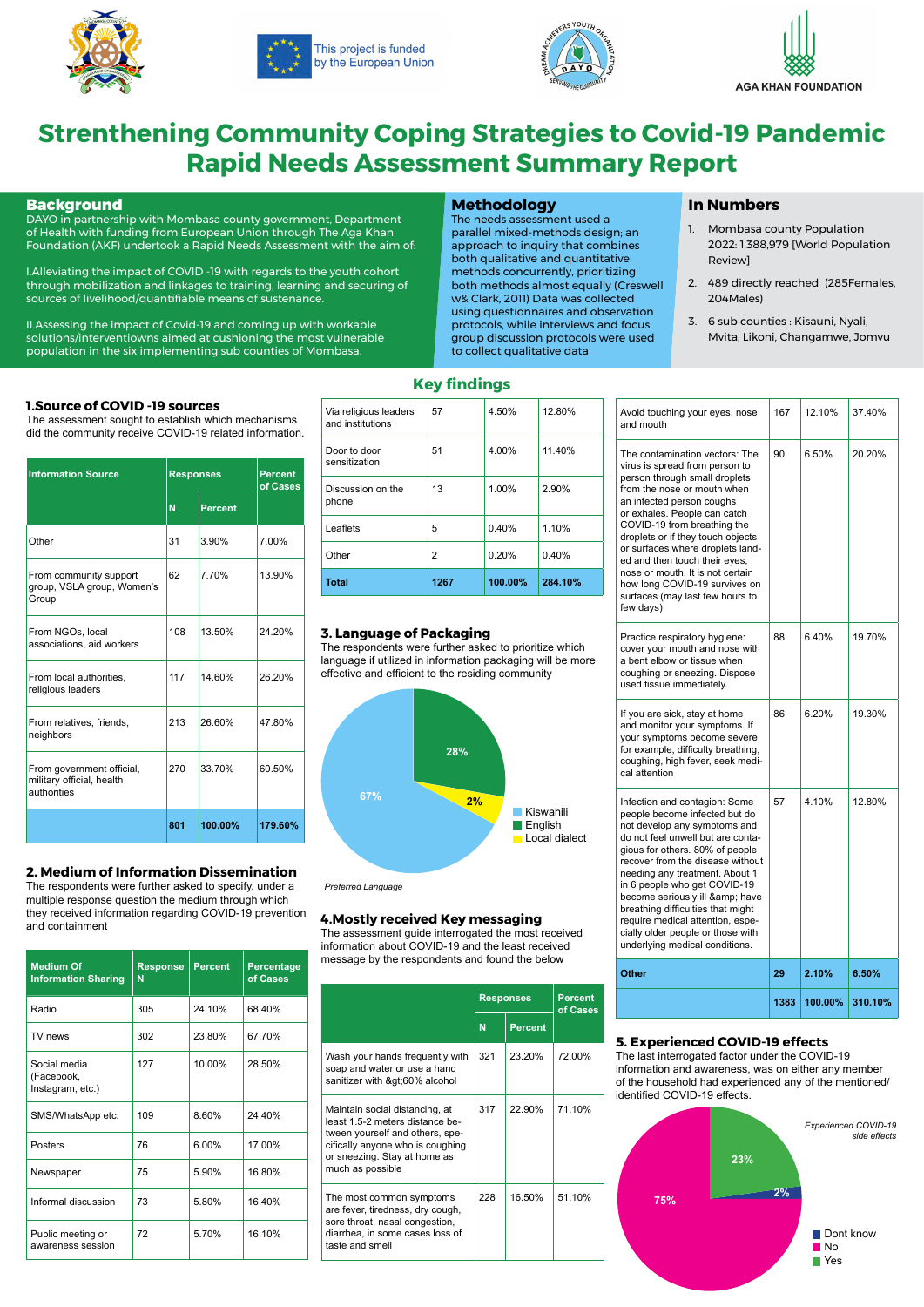This project is funded by the European Union

AGA KHAN FOUNDATION

# Strenthening Community Coping Strategies to Covid-19 Pandemic Rapid Needs Assessment Summary Report

## Background

DAYO in partnership with Mombasa county government, Department of Health with funding from European Union through The Aga Khan Foundation (AKF) undertook a Rapid Needs Assessment with the aim of:

I.Alleviating the impact of COVID -19 with regards to the youth cohort through mobilization and linkages to training, learning and securing of sources of livelihood/quantifiable means of sustenance.

II.Assessing the impact of Covid-19 and coming up with workable solutions/interventiowns aimed at cushioning the most vulnerable population in the six implementing sub counties of Mombasa.

## Methodology

The needs assessment used a parallel mixed-methods design; an approach to inquiry that combines both qualitative and quantitative methods concurrently, prioritizing both methods almost equally (Creswell w& Clark, 2011) Data was collected using questionnaires and observation protocols, while interviews and focus group discussion protocols were used to collect qualitative data

## In Numbers

1. Mombasa county Population 2022: 1,388,979 [World Population Review]
2. 489 directly reached (285Females, 204Males)
3. 6 sub counties : Kisauni, Nyali, Mvita, Likoni, Changamwe, Jomvu

## Key findings

### 1.Source of COVID -19 sources

The assessment sought to establish which mechanisms did the community receive COVID-19 related information.

| Information Source | Responses | | Percent of Cases |
|---|---|---|---|
| | N | Percent | |
| Other | 31 | 3.90% | 7.00% |
| From community support group, VSLA group, Women's Group | 62 | 7.70% | 13.90% |
| From NGOs, local associations, aid workers | 108 | 13.50% | 24.20% |
| From local authorities, religious leaders | 117 | 14.60% | 26.20% |
| From relatives, friends, neighbors | 213 | 26.60% | 47.80% |
| From government official, military official, health authorities | 270 | 33.70% | 60.50% |
| | 801 | 100.00% | 179.60% |

### 2. Medium of Information Dissemination

The respondents were further asked to specify, under a multiple response question the medium through which they received information regarding COVID-19 prevention and containment

| Medium Of Information Sharing | Response N | Percent | Percentage of Cases |
|---|---|---|---|
| Radio | 305 | 24.10% | 68.40% |
| TV news | 302 | 23.80% | 67.70% |
| Social media (Facebook, Instagram, etc.) | 127 | 10.00% | 28.50% |
| SMS/WhatsApp etc. | 109 | 8.60% | 24.40% |
| Posters | 76 | 6.00% | 17.00% |
| Newspaper | 75 | 5.90% | 16.80% |
| Informal discussion | 73 | 5.80% | 16.40% |
| Public meeting or awareness session | 72 | 5.70% | 16.10% |
| Via religious leaders and institutions | 57 | 4.50% | 12.80% |
| Door to door sensitization | 51 | 4.00% | 11.40% |
| Discussion on the phone | 13 | 1.00% | 2.90% |
| Leaflets | 5 | 0.40% | 1.10% |
| Other | 2 | 0.20% | 0.40% |
| Total | 1267 | 100.00% | 284.10% |

### 3. Language of Packaging

The respondents were further asked to prioritize which language if utilized in information packaging will be more effective and efficient to the residing community

Kiswahili 67%, English 28%, Local dialect 2%

*Preferred Language*

### 4.Mostly received Key messaging

The assessment guide interrogated the most received information about COVID-19 and the least received message by the respondents and found the below

| | Responses | | Percent of Cases |
|---|---|---|---|
| | N | Percent | |
| Wash your hands frequently with soap and water or use a hand sanitizer with &gt;60% alcohol | 321 | 23.20% | 72.00% |
| Maintain social distancing, at least 1.5-2 meters distance between yourself and others, specifically anyone who is coughing or sneezing. Stay at home as much as possible | 317 | 22.90% | 71.10% |
| The most common symptoms are fever, tiredness, dry cough, sore throat, nasal congestion, diarrhea, in some cases loss of taste and smell | 228 | 16.50% | 51.10% |
| Avoid touching your eyes, nose and mouth | 167 | 12.10% | 37.40% |
| The contamination vectors: The virus is spread from person to person through small droplets from the nose or mouth when an infected person coughs or exhales. People can catch COVID-19 from breathing the droplets or if they touch objects or surfaces where droplets landed and then touch their eyes, nose or mouth. It is not certain how long COVID-19 survives on surfaces (may last few hours to few days) | 90 | 6.50% | 20.20% |
| Practice respiratory hygiene: cover your mouth and nose with a bent elbow or tissue when coughing or sneezing. Dispose used tissue immediately. | 88 | 6.40% | 19.70% |
| If you are sick, stay at home and monitor your symptoms. If your symptoms become severe for example, difficulty breathing, coughing, high fever, seek medical attention | 86 | 6.20% | 19.30% |
| Infection and contagion: Some people become infected but do not develop any symptoms and do not feel unwell but are contagious for others. 80% of people recover from the disease without needing any treatment. About 1 in 6 people who get COVID-19 become seriously ill &amp; have breathing difficulties that might require medical attention, especially older people or those with underlying medical conditions. | 57 | 4.10% | 12.80% |
| Other | 29 | 2.10% | 6.50% |
| | 1383 | 100.00% | 310.10% |

### 5. Experienced COVID-19 effects

The last interrogated factor under the COVID-19 information and awareness, was on either any member of the household had experienced any of the mentioned/ identified COVID-19 effects.

*Experienced COVID-19 side effects*

No 75%, Yes 23%, Dont know 2%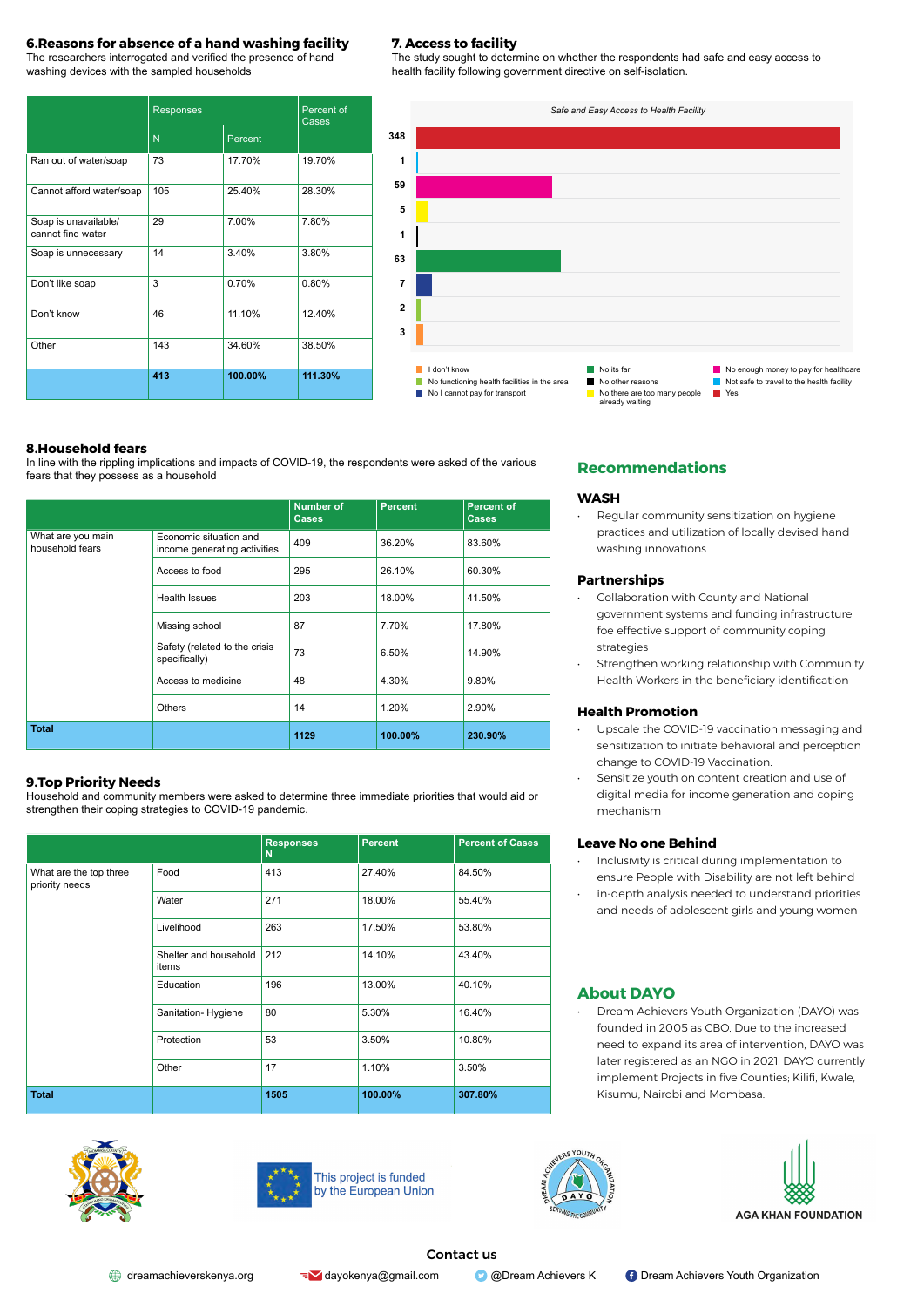## 6.Reasons for absence of a hand washing facility

The researchers interrogated and verified the presence of hand washing devices with the sampled households

| | Responses | | Percent of Cases |
|---|---|---|---|
| | N | Percent | |
| Ran out of water/soap | 73 | 17.70% | 19.70% |
| Cannot afford water/soap | 105 | 25.40% | 28.30% |
| Soap is unavailable/ cannot find water | 29 | 7.00% | 7.80% |
| Soap is unnecessary | 14 | 3.40% | 3.80% |
| Don't like soap | 3 | 0.70% | 0.80% |
| Don't know | 46 | 11.10% | 12.40% |
| Other | 143 | 34.60% | 38.50% |
| | **413** | **100.00%** | **111.30%** |

## 7. Access to facility

The study sought to determine on whether the respondents had safe and easy access to health facility following government directive on self-isolation.

*Safe and Easy Access to Health Facility*

348
1
59
5
1
63
7
2
3

I don't know
No functioning health facilities in the area
No I cannot pay for transport
No its far
No other reasons
No there are too many people already waiting
No enough money to pay for healthcare
Not safe to travel to the health facility
Yes

## 8.Household fears

In line with the rippling implications and impacts of COVID-19, the respondents were asked of the various fears that they possess as a household

| | | Number of Cases | Percent | Percent of Cases |
|---|---|---|---|---|
| What are you main household fears | Economic situation and income generating activities | 409 | 36.20% | 83.60% |
| | Access to food | 295 | 26.10% | 60.30% |
| | Health Issues | 203 | 18.00% | 41.50% |
| | Missing school | 87 | 7.70% | 17.80% |
| | Safety (related to the crisis specifically) | 73 | 6.50% | 14.90% |
| | Access to medicine | 48 | 4.30% | 9.80% |
| | Others | 14 | 1.20% | 2.90% |
| **Total** | | **1129** | **100.00%** | **230.90%** |

## 9.Top Priority Needs

Household and community members were asked to determine three immediate priorities that would aid or strengthen their coping strategies to COVID-19 pandemic.

| | | Responses N | Percent | Percent of Cases |
|---|---|---|---|---|
| What are the top three priority needs | Food | 413 | 27.40% | 84.50% |
| | Water | 271 | 18.00% | 55.40% |
| | Livelihood | 263 | 17.50% | 53.80% |
| | Shelter and household items | 212 | 14.10% | 43.40% |
| | Education | 196 | 13.00% | 40.10% |
| | Sanitation- Hygiene | 80 | 5.30% | 16.40% |
| | Protection | 53 | 3.50% | 10.80% |
| | Other | 17 | 1.10% | 3.50% |
| **Total** | | **1505** | **100.00%** | **307.80%** |

## Recommendations

### WASH

- Regular community sensitization on hygiene practices and utilization of locally devised hand washing innovations

### Partnerships

- Collaboration with County and National government systems and funding infrastructure foe effective support of community coping strategies
- Strengthen working relationship with Community Health Workers in the beneficiary identification

### Health Promotion

- Upscale the COVID-19 vaccination messaging and sensitization to initiate behavioral and perception change to COVID-19 Vaccination.
- Sensitize youth on content creation and use of digital media for income generation and coping mechanism

### Leave No one Behind

- Inclusivity is critical during implementation to ensure People with Disability are not left behind
- in-depth analysis needed to understand priorities and needs of adolescent girls and young women

## About DAYO

- Dream Achievers Youth Organization (DAYO) was founded in 2005 as CBO. Due to the increased need to expand its area of intervention, DAYO was later registered as an NGO in 2021. DAYO currently implement Projects in five Counties; Kilifi, Kwale, Kisumu, Nairobi and Mombasa.

This project is funded by the European Union

AGA KHAN FOUNDATION

### Contact us

dreamachieverskenya.org  dayokenya@gmail.com  @Dream Achievers K  Dream Achievers Youth Organization